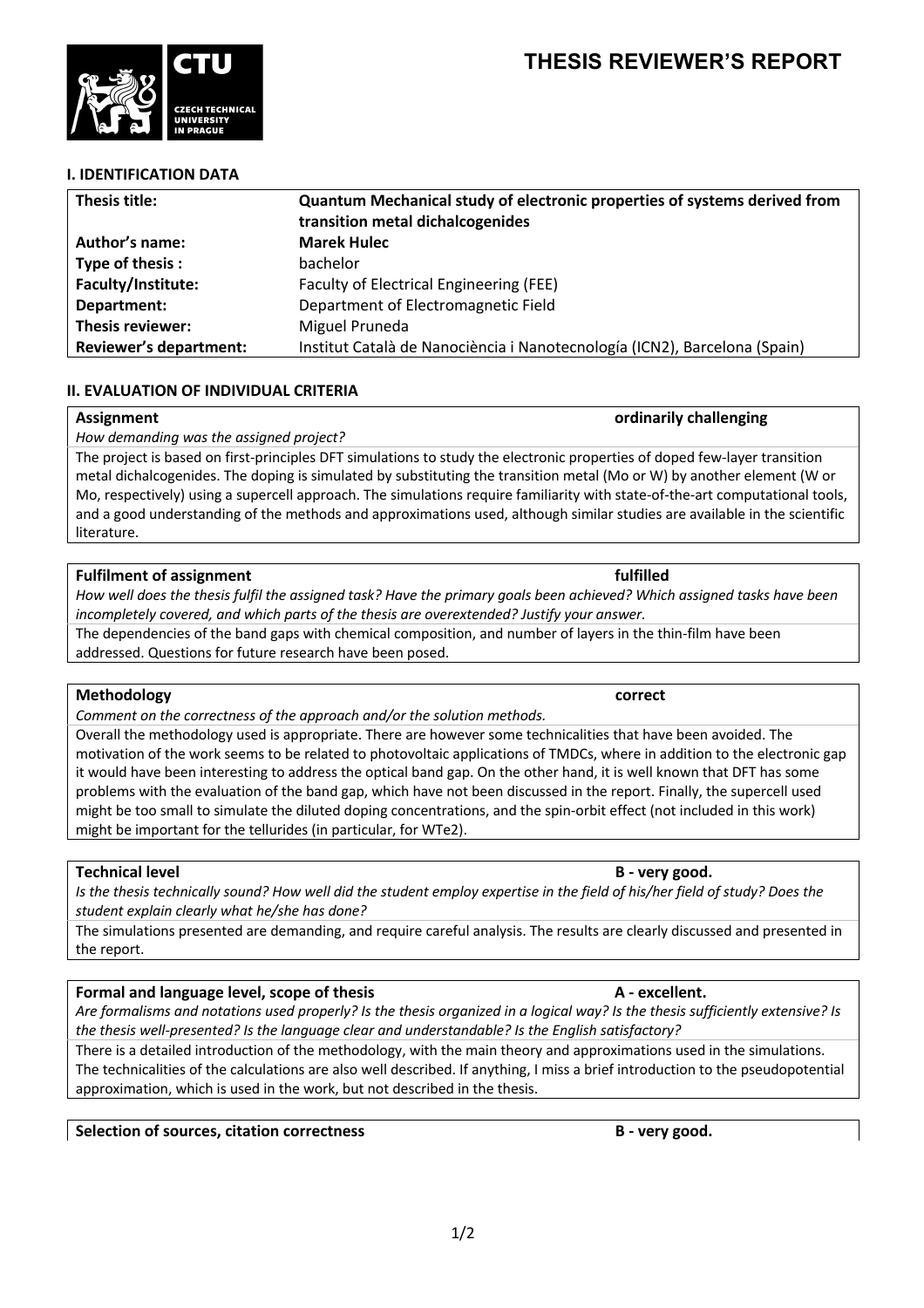# THESIS REVIEWER'S REPORT

## I. IDENTIFICATION DATA

| | |
|---|---|
| **Thesis title:** | **Quantum Mechanical study of electronic properties of systems derived from transition metal dichalcogenides** |
| **Author's name:** | **Marek Hulec** |
| **Type of thesis :** | bachelor |
| **Faculty/Institute:** | Faculty of Electrical Engineering (FEE) |
| **Department:** | Department of Electromagnetic Field |
| **Thesis reviewer:** | Miguel Pruneda |
| **Reviewer's department:** | Institut Català de Nanociència i Nanotecnología (ICN2), Barcelona (Spain) |

## II. EVALUATION OF INDIVIDUAL CRITERIA

### Assignment — ordinarily challenging

*How demanding was the assigned project?*

The project is based on first-principles DFT simulations to study the electronic properties of doped few-layer transition metal dichalcogenides. The doping is simulated by substituting the transition metal (Mo or W) by another element (W or Mo, respectively) using a supercell approach. The simulations require familiarity with state-of-the-art computational tools, and a good understanding of the methods and approximations used, although similar studies are available in the scientific literature.

### Fulfilment of assignment — fulfilled

*How well does the thesis fulfil the assigned task? Have the primary goals been achieved? Which assigned tasks have been incompletely covered, and which parts of the thesis are overextended? Justify your answer.*

The dependencies of the band gaps with chemical composition, and number of layers in the thin-film have been addressed. Questions for future research have been posed.

### Methodology — correct

*Comment on the correctness of the approach and/or the solution methods.*

Overall the methodology used is appropriate. There are however some technicalities that have been avoided. The motivation of the work seems to be related to photovoltaic applications of TMDCs, where in addition to the electronic gap it would have been interesting to address the optical band gap. On the other hand, it is well known that DFT has some problems with the evaluation of the band gap, which have not been discussed in the report. Finally, the supercell used might be too small to simulate the diluted doping concentrations, and the spin-orbit effect (not included in this work) might be important for the tellurides (in particular, for $WTe_2$).

### Technical level — B - very good.

*Is the thesis technically sound? How well did the student employ expertise in the field of his/her field of study? Does the student explain clearly what he/she has done?*

The simulations presented are demanding, and require careful analysis. The results are clearly discussed and presented in the report.

### Formal and language level, scope of thesis — A - excellent.

*Are formalisms and notations used properly? Is the thesis organized in a logical way? Is the thesis sufficiently extensive? Is the thesis well-presented? Is the language clear and understandable? Is the English satisfactory?*

There is a detailed introduction of the methodology, with the main theory and approximations used in the simulations. The technicalities of the calculations are also well described. If anything, I miss a brief introduction to the pseudopotential approximation, which is used in the work, but not described in the thesis.

### Selection of sources, citation correctness — B - very good.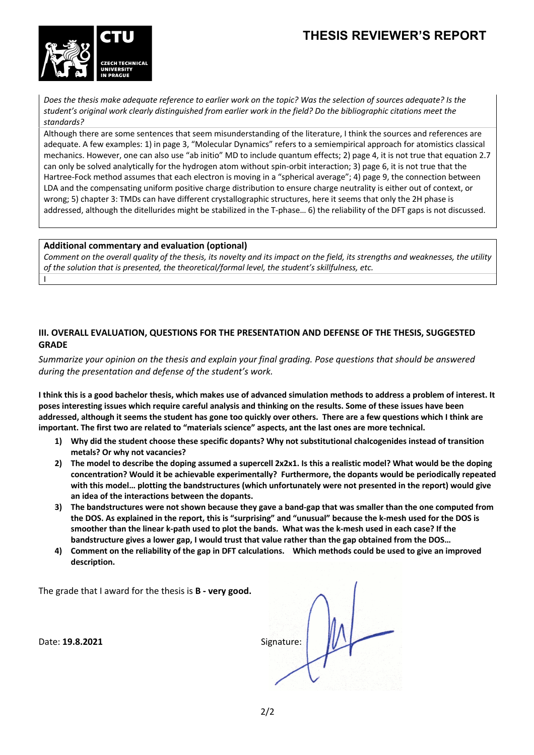*Does the thesis make adequate reference to earlier work on the topic? Was the selection of sources adequate? Is the student's original work clearly distinguished from earlier work in the field? Do the bibliographic citations meet the standards?*

Although there are some sentences that seem misunderstanding of the literature, I think the sources and references are adequate. A few examples: 1) in page 3, "Molecular Dynamics" refers to a semiempirical approach for atomistics classical mechanics. However, one can also use "ab initio" MD to include quantum effects; 2) page 4, it is not true that equation 2.7 can only be solved analytically for the hydrogen atom without spin-orbit interaction; 3) page 6, it is not true that the Hartree-Fock method assumes that each electron is moving in a "spherical average"; 4) page 9, the connection between LDA and the compensating uniform positive charge distribution to ensure charge neutrality is either out of context, or wrong; 5) chapter 3: TMDs can have different crystallographic structures, here it seems that only the 2H phase is addressed, although the ditellurides might be stabilized in the T-phase… 6) the reliability of the DFT gaps is not discussed.

**Additional commentary and evaluation (optional)**

*Comment on the overall quality of the thesis, its novelty and its impact on the field, its strengths and weaknesses, the utility of the solution that is presented, the theoretical/formal level, the student's skillfulness, etc.*

I

### III. OVERALL EVALUATION, QUESTIONS FOR THE PRESENTATION AND DEFENSE OF THE THESIS, SUGGESTED GRADE

*Summarize your opinion on the thesis and explain your final grading. Pose questions that should be answered during the presentation and defense of the student's work.*

**I think this is a good bachelor thesis, which makes use of advanced simulation methods to address a problem of interest. It poses interesting issues which require careful analysis and thinking on the results. Some of these issues have been addressed, although it seems the student has gone too quickly over others. There are a few questions which I think are important. The first two are related to "materials science" aspects, ant the last ones are more technical.**

1) **Why did the student choose these specific dopants? Why not substitutional chalcogenides instead of transition metals? Or why not vacancies?**
2) **The model to describe the doping assumed a supercell 2x2x1. Is this a realistic model? What would be the doping concentration? Would it be achievable experimentally? Furthermore, the dopants would be periodically repeated with this model… plotting the bandstructures (which unfortunately were not presented in the report) would give an idea of the interactions between the dopants.**
3) **The bandstructures were not shown because they gave a band-gap that was smaller than the one computed from the DOS. As explained in the report, this is "surprising" and "unusual" because the k-mesh used for the DOS is smoother than the linear k-path used to plot the bands. What was the k-mesh used in each case? If the bandstructure gives a lower gap, I would trust that value rather than the gap obtained from the DOS…**
4) **Comment on the reliability of the gap in DFT calculations. Which methods could be used to give an improved description.**

The grade that I award for the thesis is **B - very good.**

Date: **19.8.2021**

Signature: